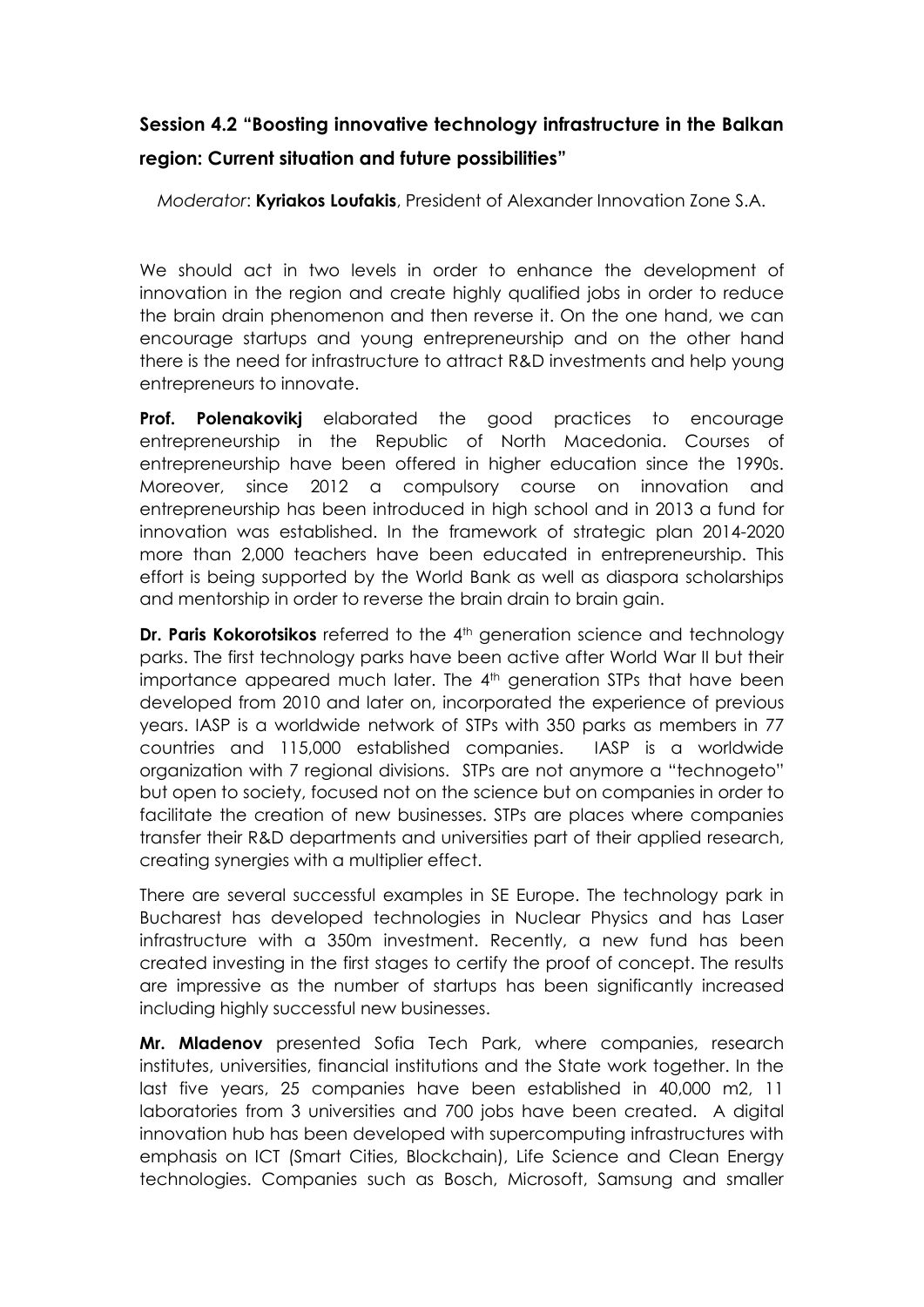## Session 4.2 "Boosting innovative technology infrastructure in the Balkan region: Current situation and future possibilities"

*Moderator*: **Kyriakos Loufakis**, President of Alexander Innovation Zone S.A.

We should act in two levels in order to enhance the development of innovation in the region and create highly qualified jobs in order to reduce the brain drain phenomenon and then reverse it. On the one hand, we can encourage startups and young entrepreneurship and on the other hand there is the need for infrastructure to attract R&D investments and help young entrepreneurs to innovate.

**Prof. Polenakovikj** elaborated the good practices to encourage entrepreneurship in the Republic of North Macedonia. Courses of entrepreneurship have been offered in higher education since the 1990s. Moreover, since 2012 a compulsory course on innovation and entrepreneurship has been introduced in high school and in 2013 a fund for innovation was established. In the framework of strategic plan 2014-2020 more than 2,000 teachers have been educated in entrepreneurship. This effort is being supported by the World Bank as well as diaspora scholarships and mentorship in order to reverse the brain drain to brain gain.

**Dr. Paris Kokorotsikos** referred to the 4th generation science and technology parks. The first technology parks have been active after World War II but their importance appeared much later. The 4th generation STPs that have been developed from 2010 and later on, incorporated the experience of previous years. IASP is a worldwide network of STPs with 350 parks as members in 77 countries and 115,000 established companies. IASP is a worldwide organization with 7 regional divisions. STPs are not anymore a "technogeto" but open to society, focused not on the science but on companies in order to facilitate the creation of new businesses. STPs are places where companies transfer their R&D departments and universities part of their applied research, creating synergies with a multiplier effect.

There are several successful examples in SE Europe. The technology park in Bucharest has developed technologies in Nuclear Physics and has Laser infrastructure with a 350m investment. Recently, a new fund has been created investing in the first stages to certify the proof of concept. The results are impressive as the number of startups has been significantly increased including highly successful new businesses.

**Mr. Mladenov** presented Sofia Tech Park, where companies, research institutes, universities, financial institutions and the State work together. In the last five years, 25 companies have been established in 40,000 m2, 11 laboratories from 3 universities and 700 jobs have been created. A digital innovation hub has been developed with supercomputing infrastructures with emphasis on ICT (Smart Cities, Blockchain), Life Science and Clean Energy technologies. Companies such as Bosch, Microsoft, Samsung and smaller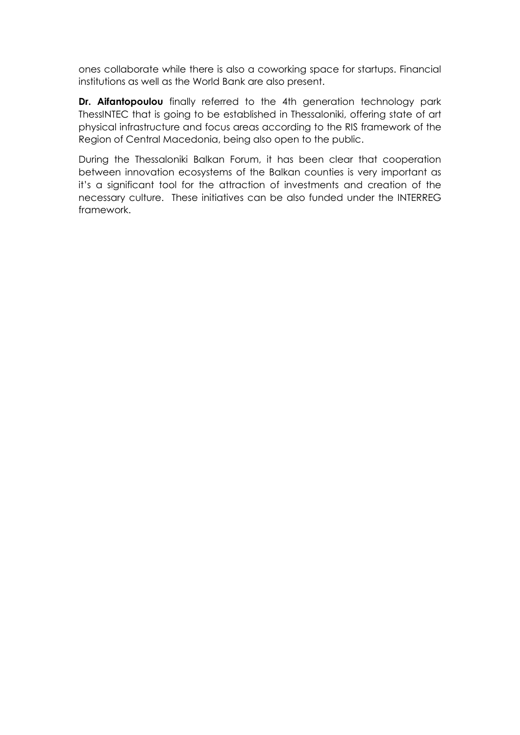ones collaborate while there is also a coworking space for startups. Financial institutions as well as the World Bank are also present.

**Dr. Aifantopoulou** finally referred to the 4th generation technology park ThessINTEC that is going to be established in Thessaloniki, offering state of art physical infrastructure and focus areas according to the RIS framework of the Region of Central Macedonia, being also open to the public.

During the Thessaloniki Balkan Forum, it has been clear that cooperation between innovation ecosystems of the Balkan counties is very important as it's a significant tool for the attraction of investments and creation of the necessary culture. These initiatives can be also funded under the INTERREG framework.